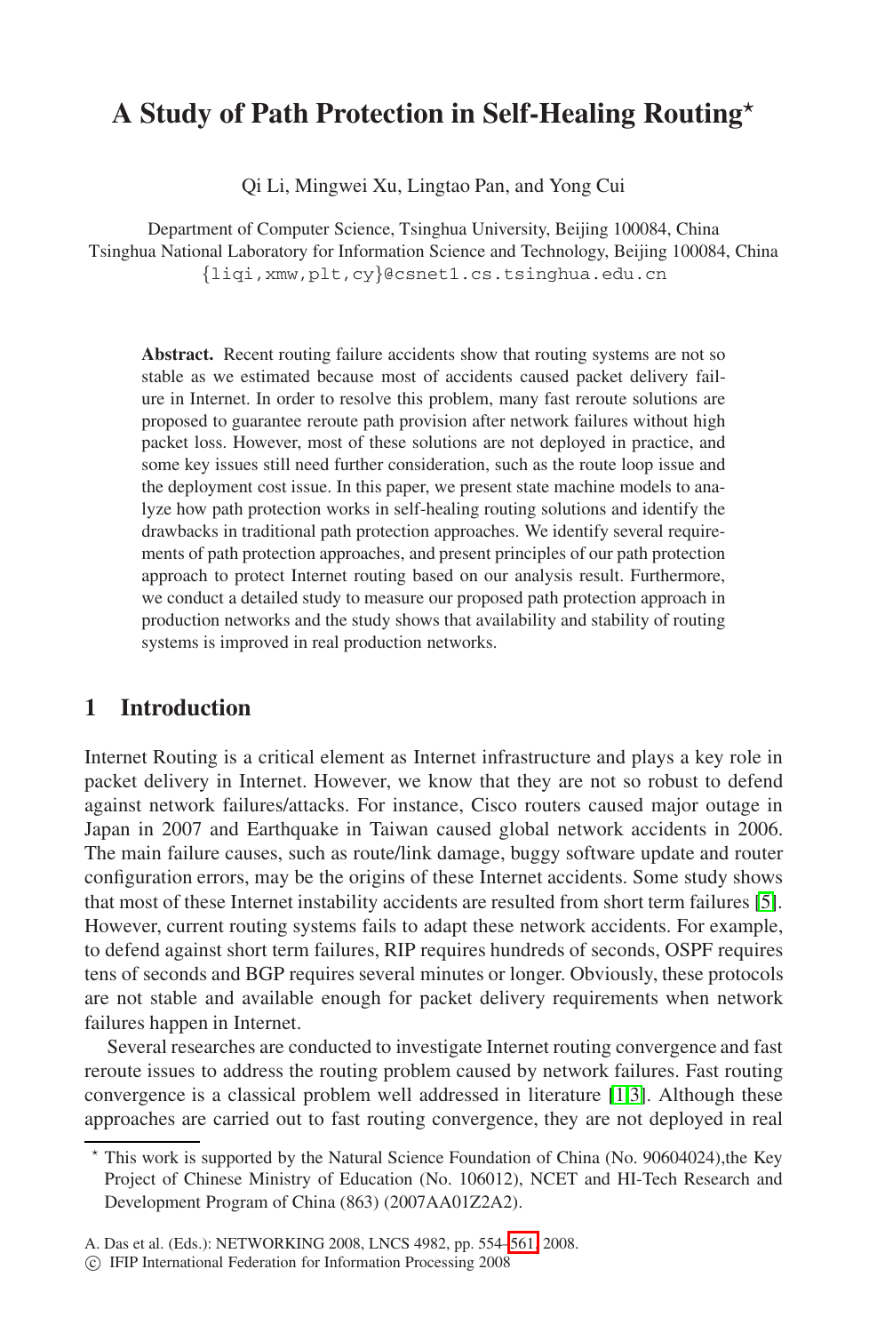# A Study of Path Protection in Self-Healing Routing*

Qi Li, Mingwei Xu, Lingtao Pan, and Yong Cui

Department of Computer Science, Tsinghua University, Beijing 100084, China
Tsinghua National Laboratory for Information Science and Technology, Beijing 100084, China
{liqi,xmw,plt,cy}@csnet1.cs.tsinghua.edu.cn

**Abstract.** Recent routing failure accidents show that routing systems are not so stable as we estimated because most of accidents caused packet delivery failure in Internet. In order to resolve this problem, many fast reroute solutions are proposed to guarantee reroute path provision after network failures without high packet loss. However, most of these solutions are not deployed in practice, and some key issues still need further consideration, such as the route loop issue and the deployment cost issue. In this paper, we present state machine models to analyze how path protection works in self-healing routing solutions and identify the drawbacks in traditional path protection approaches. We identify several requirements of path protection approaches, and present principles of our path protection approach to protect Internet routing based on our analysis result. Furthermore, we conduct a detailed study to measure our proposed path protection approach in production networks and the study shows that availability and stability of routing systems is improved in real production networks.

## 1 Introduction

Internet Routing is a critical element as Internet infrastructure and plays a key role in packet delivery in Internet. However, we know that they are not so robust to defend against network failures/attacks. For instance, Cisco routers caused major outage in Japan in 2007 and Earthquake in Taiwan caused global network accidents in 2006. The main failure causes, such as route/link damage, buggy software update and router configuration errors, may be the origins of these Internet accidents. Some study shows that most of these Internet instability accidents are resulted from short term failures [5]. However, current routing systems fails to adapt these network accidents. For example, to defend against short term failures, RIP requires hundreds of seconds, OSPF requires tens of seconds and BGP requires several minutes or longer. Obviously, these protocols are not stable and available enough for packet delivery requirements when network failures happen in Internet.

Several researches are conducted to investigate Internet routing convergence and fast reroute issues to address the routing problem caused by network failures. Fast routing convergence is a classical problem well addressed in literature [1,3]. Although these approaches are carried out to fast routing convergence, they are not deployed in real

* This work is supported by the Natural Science Foundation of China (No. 90604024),the Key Project of Chinese Ministry of Education (No. 106012), NCET and HI-Tech Research and Development Program of China (863) (2007AA01Z2A2).

A. Das et al. (Eds.): NETWORKING 2008, LNCS 4982, pp. 554–561, 2008.
© IFIP International Federation for Information Processing 2008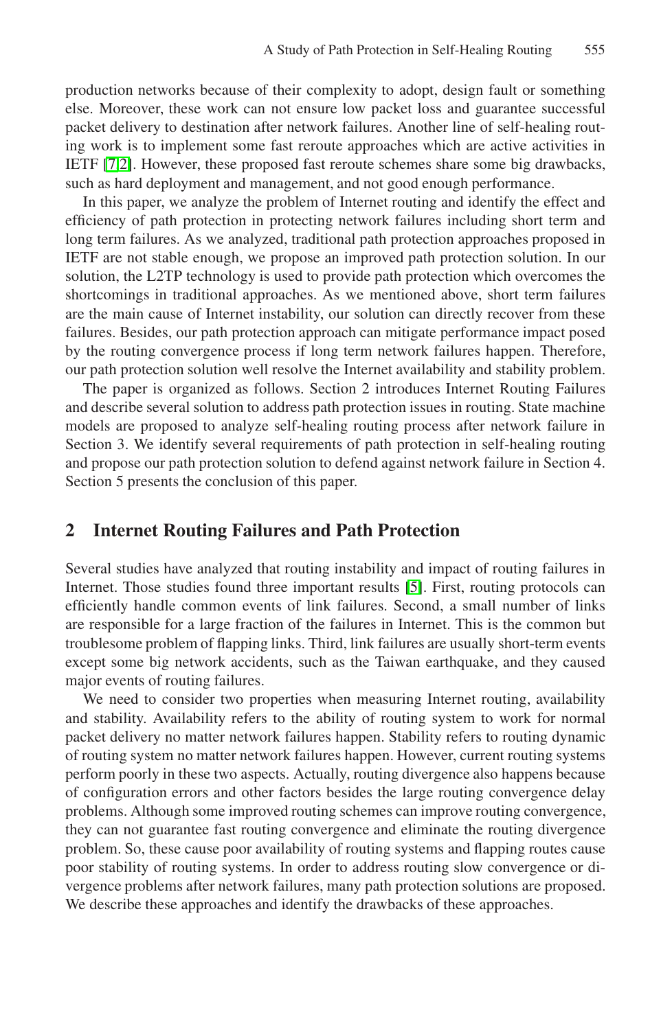production networks because of their complexity to adopt, design fault or something else. Moreover, these work can not ensure low packet loss and guarantee successful packet delivery to destination after network failures. Another line of self-healing routing work is to implement some fast reroute approaches which are active activities in IETF [7,2]. However, these proposed fast reroute schemes share some big drawbacks, such as hard deployment and management, and not good enough performance.

In this paper, we analyze the problem of Internet routing and identify the effect and efficiency of path protection in protecting network failures including short term and long term failures. As we analyzed, traditional path protection approaches proposed in IETF are not stable enough, we propose an improved path protection solution. In our solution, the L2TP technology is used to provide path protection which overcomes the shortcomings in traditional approaches. As we mentioned above, short term failures are the main cause of Internet instability, our solution can directly recover from these failures. Besides, our path protection approach can mitigate performance impact posed by the routing convergence process if long term network failures happen. Therefore, our path protection solution well resolve the Internet availability and stability problem.

The paper is organized as follows. Section 2 introduces Internet Routing Failures and describe several solution to address path protection issues in routing. State machine models are proposed to analyze self-healing routing process after network failure in Section 3. We identify several requirements of path protection in self-healing routing and propose our path protection solution to defend against network failure in Section 4. Section 5 presents the conclusion of this paper.

## 2 Internet Routing Failures and Path Protection

Several studies have analyzed that routing instability and impact of routing failures in Internet. Those studies found three important results [5]. First, routing protocols can efficiently handle common events of link failures. Second, a small number of links are responsible for a large fraction of the failures in Internet. This is the common but troublesome problem of flapping links. Third, link failures are usually short-term events except some big network accidents, such as the Taiwan earthquake, and they caused major events of routing failures.

We need to consider two properties when measuring Internet routing, availability and stability. Availability refers to the ability of routing system to work for normal packet delivery no matter network failures happen. Stability refers to routing dynamic of routing system no matter network failures happen. However, current routing systems perform poorly in these two aspects. Actually, routing divergence also happens because of configuration errors and other factors besides the large routing convergence delay problems. Although some improved routing schemes can improve routing convergence, they can not guarantee fast routing convergence and eliminate the routing divergence problem. So, these cause poor availability of routing systems and flapping routes cause poor stability of routing systems. In order to address routing slow convergence or divergence problems after network failures, many path protection solutions are proposed. We describe these approaches and identify the drawbacks of these approaches.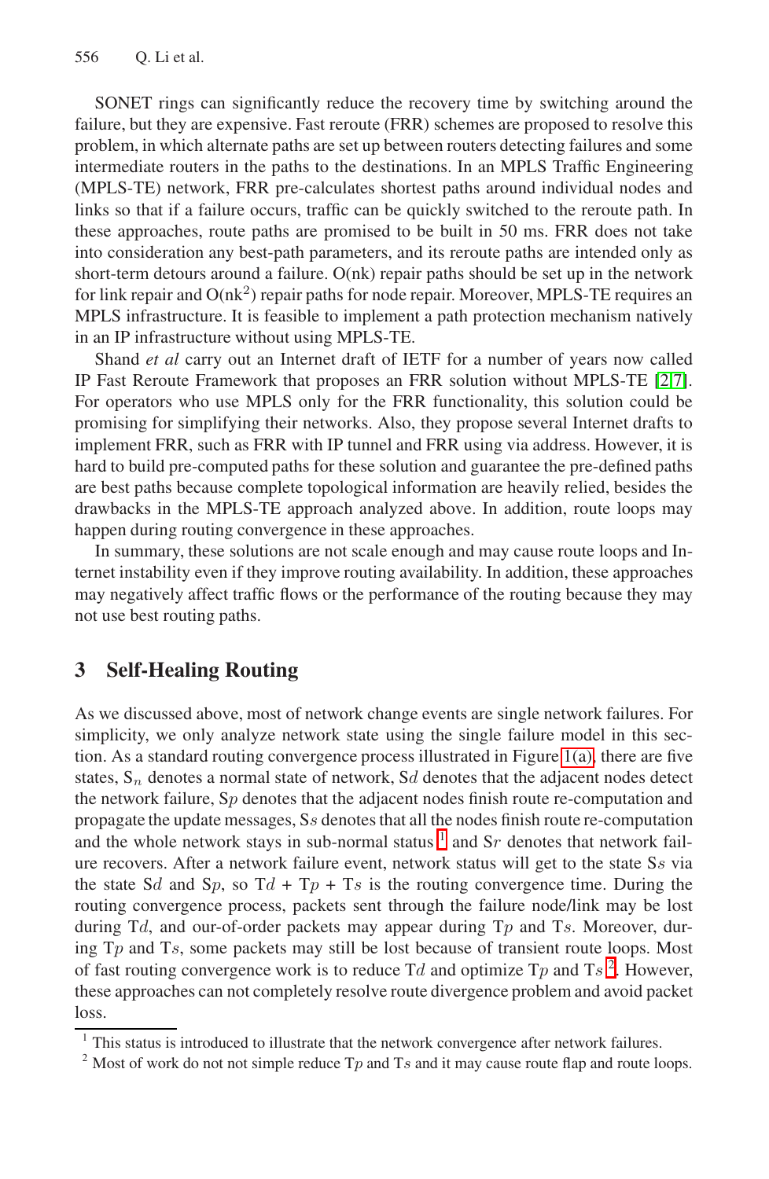SONET rings can significantly reduce the recovery time by switching around the failure, but they are expensive. Fast reroute (FRR) schemes are proposed to resolve this problem, in which alternate paths are set up between routers detecting failures and some intermediate routers in the paths to the destinations. In an MPLS Traffic Engineering (MPLS-TE) network, FRR pre-calculates shortest paths around individual nodes and links so that if a failure occurs, traffic can be quickly switched to the reroute path. In these approaches, route paths are promised to be built in 50 ms. FRR does not take into consideration any best-path parameters, and its reroute paths are intended only as short-term detours around a failure. O(nk) repair paths should be set up in the network for link repair and $O(nk^2)$ repair paths for node repair. Moreover, MPLS-TE requires an MPLS infrastructure. It is feasible to implement a path protection mechanism natively in an IP infrastructure without using MPLS-TE.

Shand *et al* carry out an Internet draft of IETF for a number of years now called IP Fast Reroute Framework that proposes an FRR solution without MPLS-TE [2,7]. For operators who use MPLS only for the FRR functionality, this solution could be promising for simplifying their networks. Also, they propose several Internet drafts to implement FRR, such as FRR with IP tunnel and FRR using via address. However, it is hard to build pre-computed paths for these solution and guarantee the pre-defined paths are best paths because complete topological information are heavily relied, besides the drawbacks in the MPLS-TE approach analyzed above. In addition, route loops may happen during routing convergence in these approaches.

In summary, these solutions are not scale enough and may cause route loops and Internet instability even if they improve routing availability. In addition, these approaches may negatively affect traffic flows or the performance of the routing because they may not use best routing paths.

## 3 Self-Healing Routing

As we discussed above, most of network change events are single network failures. For simplicity, we only analyze network state using the single failure model in this section. As a standard routing convergence process illustrated in Figure 1(a), there are five states, $S_n$ denotes a normal state of network, $Sd$ denotes that the adjacent nodes detect the network failure, $Sp$ denotes that the adjacent nodes finish route re-computation and propagate the update messages, $Ss$ denotes that all the nodes finish route re-computation and the whole network stays in sub-normal status [1] and $Sr$ denotes that network failure recovers. After a network failure event, network status will get to the state $Ss$ via the state $Sd$ and $Sp$, so $Td$ + $Tp$ + $Ts$ is the routing convergence time. During the routing convergence process, packets sent through the failure node/link may be lost during $Td$, and our-of-order packets may appear during $Tp$ and $Ts$. Moreover, during $Tp$ and $Ts$, some packets may still be lost because of transient route loops. Most of fast routing convergence work is to reduce $Td$ and optimize $Tp$ and $Ts$ [2]. However, these approaches can not completely resolve route divergence problem and avoid packet loss.

[1] This status is introduced to illustrate that the network convergence after network failures.

[2] Most of work do not not simple reduce $Tp$ and $Ts$ and it may cause route flap and route loops.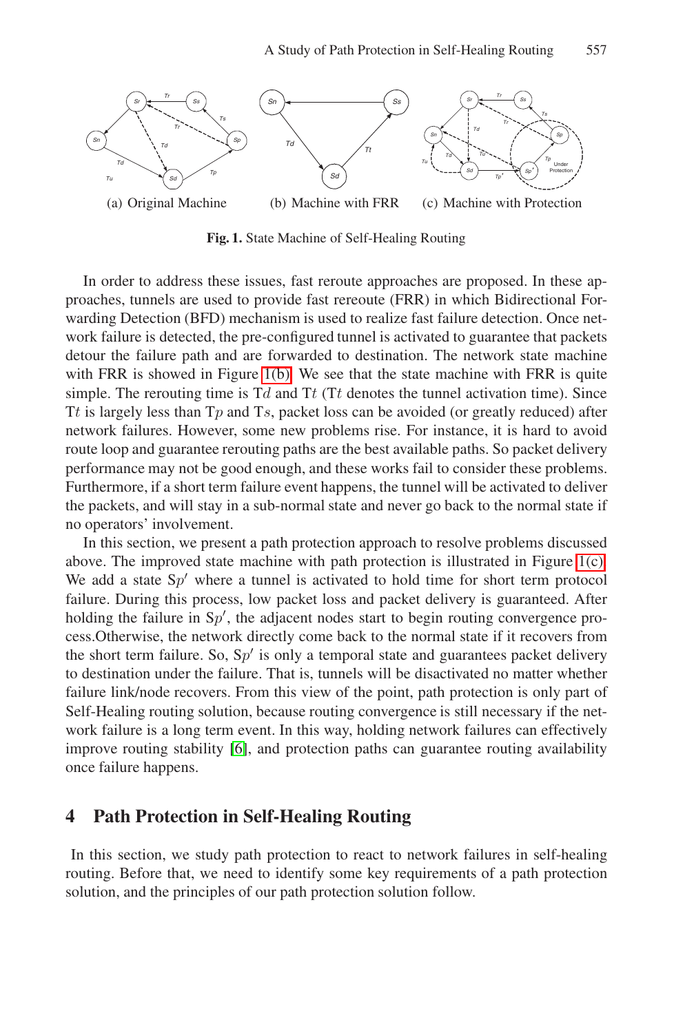(a) Original Machine (b) Machine with FRR (c) Machine with Protection

**Fig. 1.** State Machine of Self-Healing Routing

In order to address these issues, fast reroute approaches are proposed. In these approaches, tunnels are used to provide fast rereoute (FRR) in which Bidirectional Forwarding Detection (BFD) mechanism is used to realize fast failure detection. Once network failure is detected, the pre-configured tunnel is activated to guarantee that packets detour the failure path and are forwarded to destination. The network state machine with FRR is showed in Figure 1(b). We see that the state machine with FRR is quite simple. The rerouting time is T$d$ and T$t$ (T$t$ denotes the tunnel activation time). Since T$t$ is largely less than T$p$ and T$s$, packet loss can be avoided (or greatly reduced) after network failures. However, some new problems rise. For instance, it is hard to avoid route loop and guarantee rerouting paths are the best available paths. So packet delivery performance may not be good enough, and these works fail to consider these problems. Furthermore, if a short term failure event happens, the tunnel will be activated to deliver the packets, and will stay in a sub-normal state and never go back to the normal state if no operators' involvement.

In this section, we present a path protection approach to resolve problems discussed above. The improved state machine with path protection is illustrated in Figure 1(c). We add a state S$p'$ where a tunnel is activated to hold time for short term protocol failure. During this process, low packet loss and packet delivery is guaranteed. After holding the failure in S$p'$, the adjacent nodes start to begin routing convergence process.Otherwise, the network directly come back to the normal state if it recovers from the short term failure. So, S$p'$ is only a temporal state and guarantees packet delivery to destination under the failure. That is, tunnels will be disactivated no matter whether failure link/node recovers. From this view of the point, path protection is only part of Self-Healing routing solution, because routing convergence is still necessary if the network failure is a long term event. In this way, holding network failures can effectively improve routing stability [6], and protection paths can guarantee routing availability once failure happens.

## 4 Path Protection in Self-Healing Routing

In this section, we study path protection to react to network failures in self-healing routing. Before that, we need to identify some key requirements of a path protection solution, and the principles of our path protection solution follow.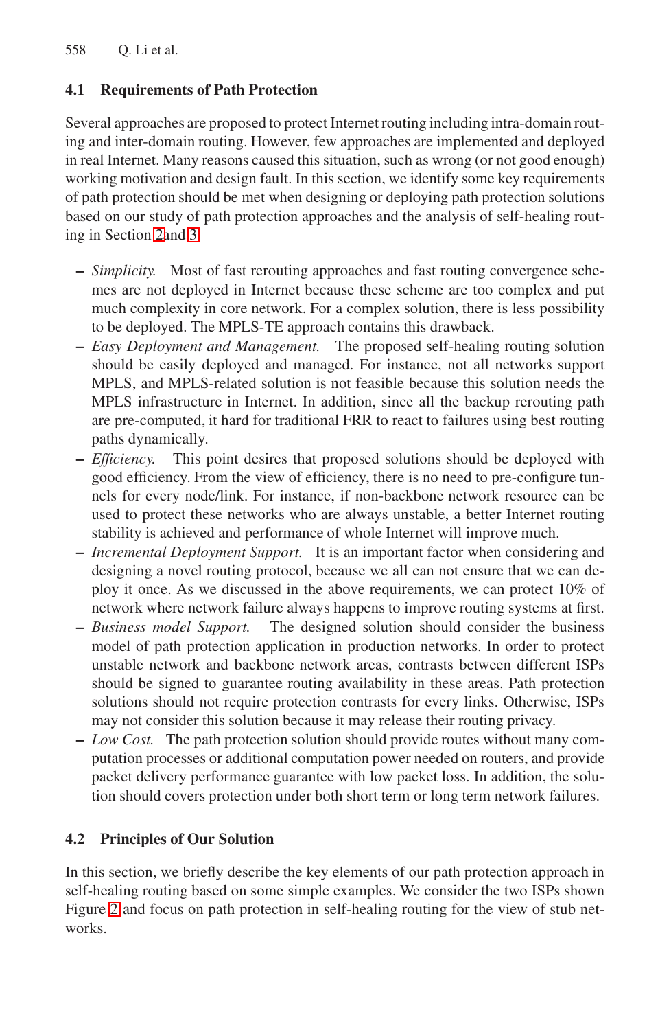### 4.1 Requirements of Path Protection

Several approaches are proposed to protect Internet routing including intra-domain routing and inter-domain routing. However, few approaches are implemented and deployed in real Internet. Many reasons caused this situation, such as wrong (or not good enough) working motivation and design fault. In this section, we identify some key requirements of path protection should be met when designing or deploying path protection solutions based on our study of path protection approaches and the analysis of self-healing routing in Section 2and 3.

- *Simplicity.* Most of fast rerouting approaches and fast routing convergence schemes are not deployed in Internet because these scheme are too complex and put much complexity in core network. For a complex solution, there is less possibility to be deployed. The MPLS-TE approach contains this drawback.
- *Easy Deployment and Management.* The proposed self-healing routing solution should be easily deployed and managed. For instance, not all networks support MPLS, and MPLS-related solution is not feasible because this solution needs the MPLS infrastructure in Internet. In addition, since all the backup rerouting path are pre-computed, it hard for traditional FRR to react to failures using best routing paths dynamically.
- *Efficiency.* This point desires that proposed solutions should be deployed with good efficiency. From the view of efficiency, there is no need to pre-configure tunnels for every node/link. For instance, if non-backbone network resource can be used to protect these networks who are always unstable, a better Internet routing stability is achieved and performance of whole Internet will improve much.
- *Incremental Deployment Support.* It is an important factor when considering and designing a novel routing protocol, because we all can not ensure that we can deploy it once. As we discussed in the above requirements, we can protect 10% of network where network failure always happens to improve routing systems at first.
- *Business model Support.* The designed solution should consider the business model of path protection application in production networks. In order to protect unstable network and backbone network areas, contrasts between different ISPs should be signed to guarantee routing availability in these areas. Path protection solutions should not require protection contrasts for every links. Otherwise, ISPs may not consider this solution because it may release their routing privacy.
- *Low Cost.* The path protection solution should provide routes without many computation processes or additional computation power needed on routers, and provide packet delivery performance guarantee with low packet loss. In addition, the solution should covers protection under both short term or long term network failures.

### 4.2 Principles of Our Solution

In this section, we briefly describe the key elements of our path protection approach in self-healing routing based on some simple examples. We consider the two ISPs shown Figure 2 and focus on path protection in self-healing routing for the view of stub networks.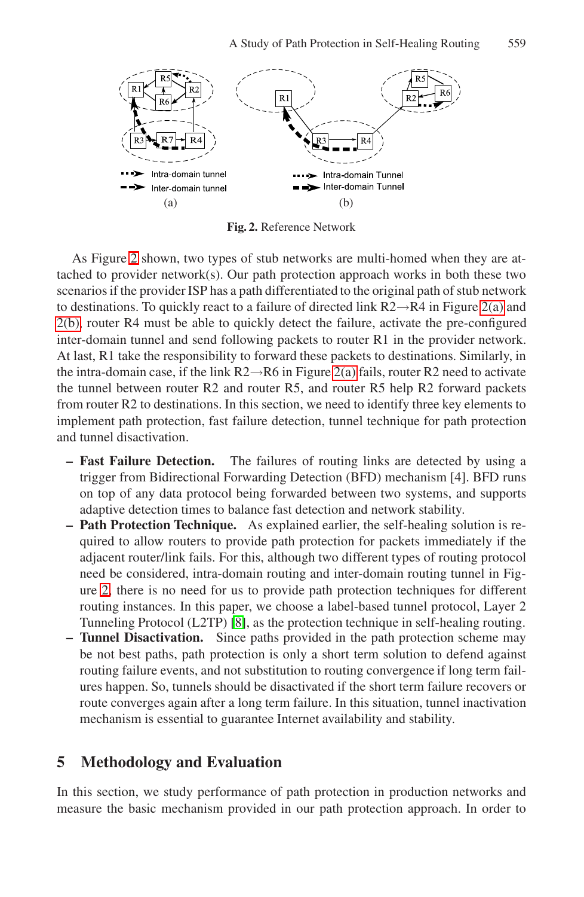**Fig. 2.** Reference Network

As Figure 2 shown, two types of stub networks are multi-homed when they are attached to provider network(s). Our path protection approach works in both these two scenarios if the provider ISP has a path differentiated to the original path of stub network to destinations. To quickly react to a failure of directed link R2→R4 in Figure 2(a) and 2(b), router R4 must be able to quickly detect the failure, activate the pre-configured inter-domain tunnel and send following packets to router R1 in the provider network. At last, R1 take the responsibility to forward these packets to destinations. Similarly, in the intra-domain case, if the link R2→R6 in Figure 2(a) fails, router R2 need to activate the tunnel between router R2 and router R5, and router R5 help R2 forward packets from router R2 to destinations. In this section, we need to identify three key elements to implement path protection, fast failure detection, tunnel technique for path protection and tunnel disactivation.

- **Fast Failure Detection.** The failures of routing links are detected by using a trigger from Bidirectional Forwarding Detection (BFD) mechanism [4]. BFD runs on top of any data protocol being forwarded between two systems, and supports adaptive detection times to balance fast detection and network stability.
- **Path Protection Technique.** As explained earlier, the self-healing solution is required to allow routers to provide path protection for packets immediately if the adjacent router/link fails. For this, although two different types of routing protocol need be considered, intra-domain routing and inter-domain routing tunnel in Figure 2, there is no need for us to provide path protection techniques for different routing instances. In this paper, we choose a label-based tunnel protocol, Layer 2 Tunneling Protocol (L2TP) [8], as the protection technique in self-healing routing.
- **Tunnel Disactivation.** Since paths provided in the path protection scheme may be not best paths, path protection is only a short term solution to defend against routing failure events, and not substitution to routing convergence if long term failures happen. So, tunnels should be disactivated if the short term failure recovers or route converges again after a long term failure. In this situation, tunnel inactivation mechanism is essential to guarantee Internet availability and stability.

## 5 Methodology and Evaluation

In this section, we study performance of path protection in production networks and measure the basic mechanism provided in our path protection approach. In order to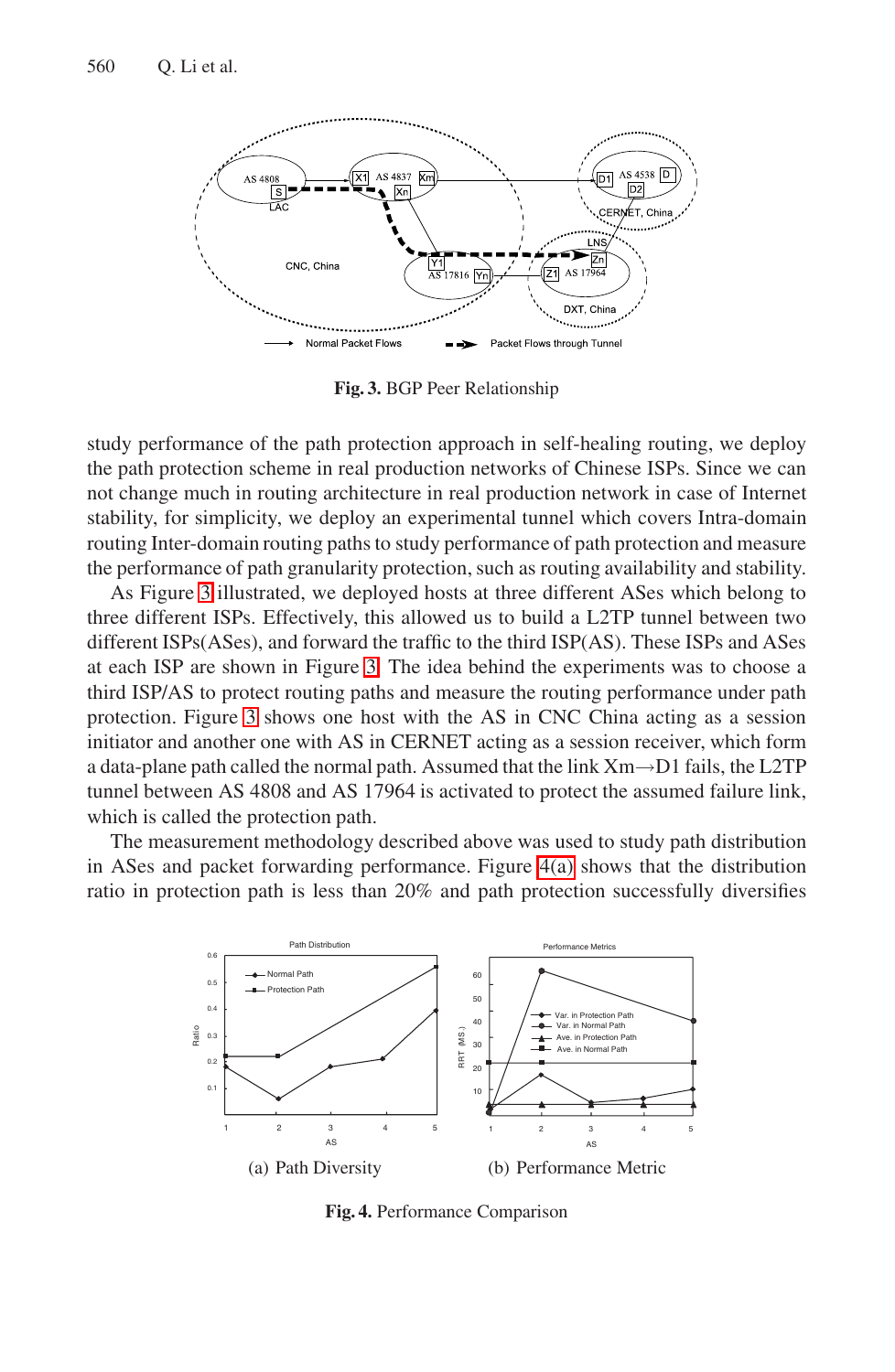**Fig. 3.** BGP Peer Relationship

study performance of the path protection approach in self-healing routing, we deploy the path protection scheme in real production networks of Chinese ISPs. Since we can not change much in routing architecture in real production network in case of Internet stability, for simplicity, we deploy an experimental tunnel which covers Intra-domain routing Inter-domain routing paths to study performance of path protection and measure the performance of path granularity protection, such as routing availability and stability.

As Figure 3 illustrated, we deployed hosts at three different ASes which belong to three different ISPs. Effectively, this allowed us to build a L2TP tunnel between two different ISPs(ASes), and forward the traffic to the third ISP(AS). These ISPs and ASes at each ISP are shown in Figure 3. The idea behind the experiments was to choose a third ISP/AS to protect routing paths and measure the routing performance under path protection. Figure 3 shows one host with the AS in CNC China acting as a session initiator and another one with AS in CERNET acting as a session receiver, which form a data-plane path called the normal path. Assumed that the link Xm→D1 fails, the L2TP tunnel between AS 4808 and AS 17964 is activated to protect the assumed failure link, which is called the protection path.

The measurement methodology described above was used to study path distribution in ASes and packet forwarding performance. Figure 4(a) shows that the distribution ratio in protection path is less than 20% and path protection successfully diversifies

(a) Path Diversity

(b) Performance Metric

**Fig. 4.** Performance Comparison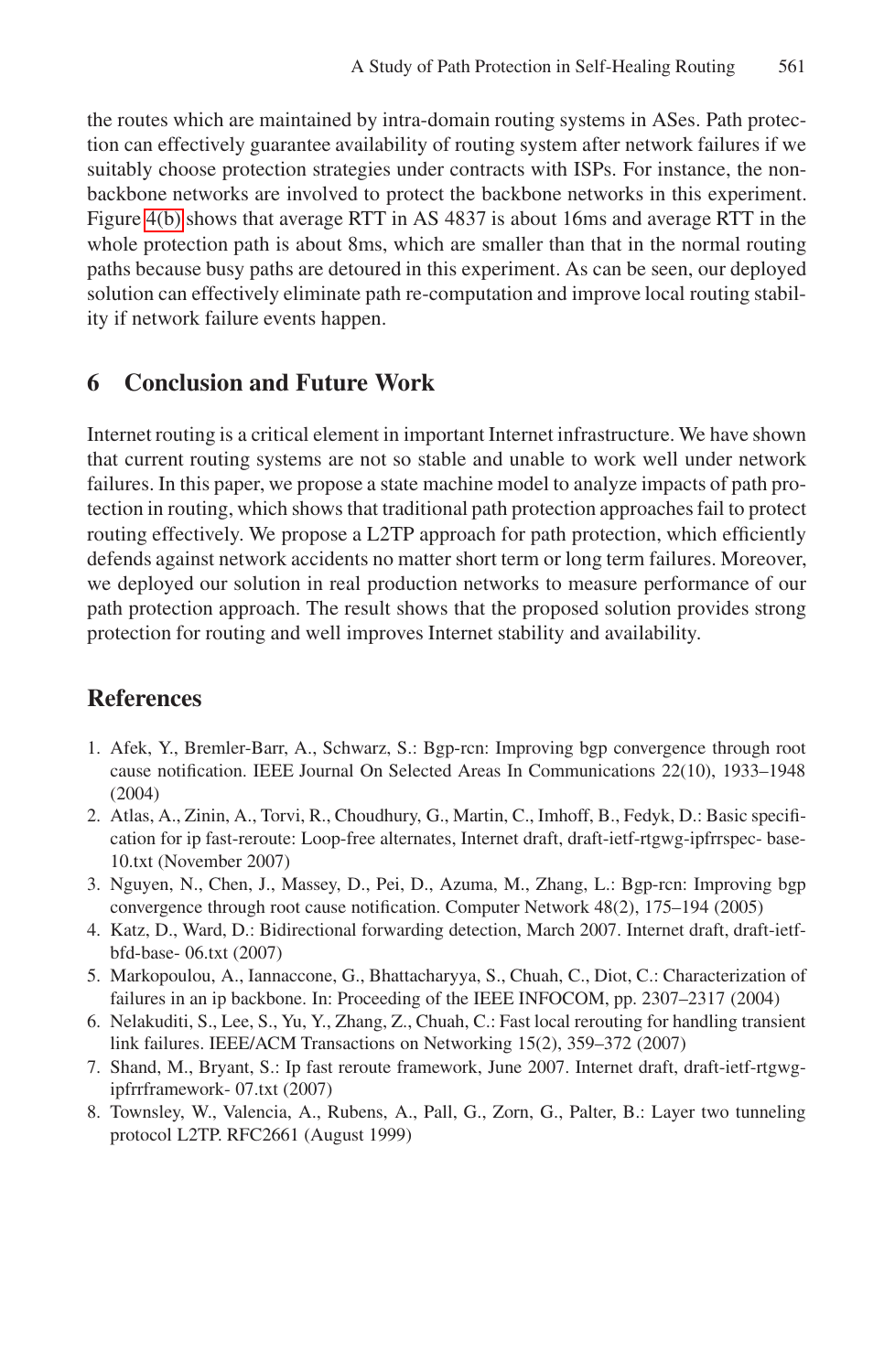the routes which are maintained by intra-domain routing systems in ASes. Path protection can effectively guarantee availability of routing system after network failures if we suitably choose protection strategies under contracts with ISPs. For instance, the non-backbone networks are involved to protect the backbone networks in this experiment. Figure 4(b) shows that average RTT in AS 4837 is about 16ms and average RTT in the whole protection path is about 8ms, which are smaller than that in the normal routing paths because busy paths are detoured in this experiment. As can be seen, our deployed solution can effectively eliminate path re-computation and improve local routing stability if network failure events happen.

## 6 Conclusion and Future Work

Internet routing is a critical element in important Internet infrastructure. We have shown that current routing systems are not so stable and unable to work well under network failures. In this paper, we propose a state machine model to analyze impacts of path protection in routing, which shows that traditional path protection approaches fail to protect routing effectively. We propose a L2TP approach for path protection, which efficiently defends against network accidents no matter short term or long term failures. Moreover, we deployed our solution in real production networks to measure performance of our path protection approach. The result shows that the proposed solution provides strong protection for routing and well improves Internet stability and availability.

## References

1. Afek, Y., Bremler-Barr, A., Schwarz, S.: Bgp-rcn: Improving bgp convergence through root cause notification. IEEE Journal On Selected Areas In Communications 22(10), 1933–1948 (2004)
2. Atlas, A., Zinin, A., Torvi, R., Choudhury, G., Martin, C., Imhoff, B., Fedyk, D.: Basic specification for ip fast-reroute: Loop-free alternates, Internet draft, draft-ietf-rtgwg-ipfrrspec- base-10.txt (November 2007)
3. Nguyen, N., Chen, J., Massey, D., Pei, D., Azuma, M., Zhang, L.: Bgp-rcn: Improving bgp convergence through root cause notification. Computer Network 48(2), 175–194 (2005)
4. Katz, D., Ward, D.: Bidirectional forwarding detection, March 2007. Internet draft, draft-ietf-bfd-base- 06.txt (2007)
5. Markopoulou, A., Iannaccone, G., Bhattacharyya, S., Chuah, C., Diot, C.: Characterization of failures in an ip backbone. In: Proceeding of the IEEE INFOCOM, pp. 2307–2317 (2004)
6. Nelakuditi, S., Lee, S., Yu, Y., Zhang, Z., Chuah, C.: Fast local rerouting for handling transient link failures. IEEE/ACM Transactions on Networking 15(2), 359–372 (2007)
7. Shand, M., Bryant, S.: Ip fast reroute framework, June 2007. Internet draft, draft-ietf-rtgwg-ipfrrframework- 07.txt (2007)
8. Townsley, W., Valencia, A., Rubens, A., Pall, G., Zorn, G., Palter, B.: Layer two tunneling protocol L2TP. RFC2661 (August 1999)